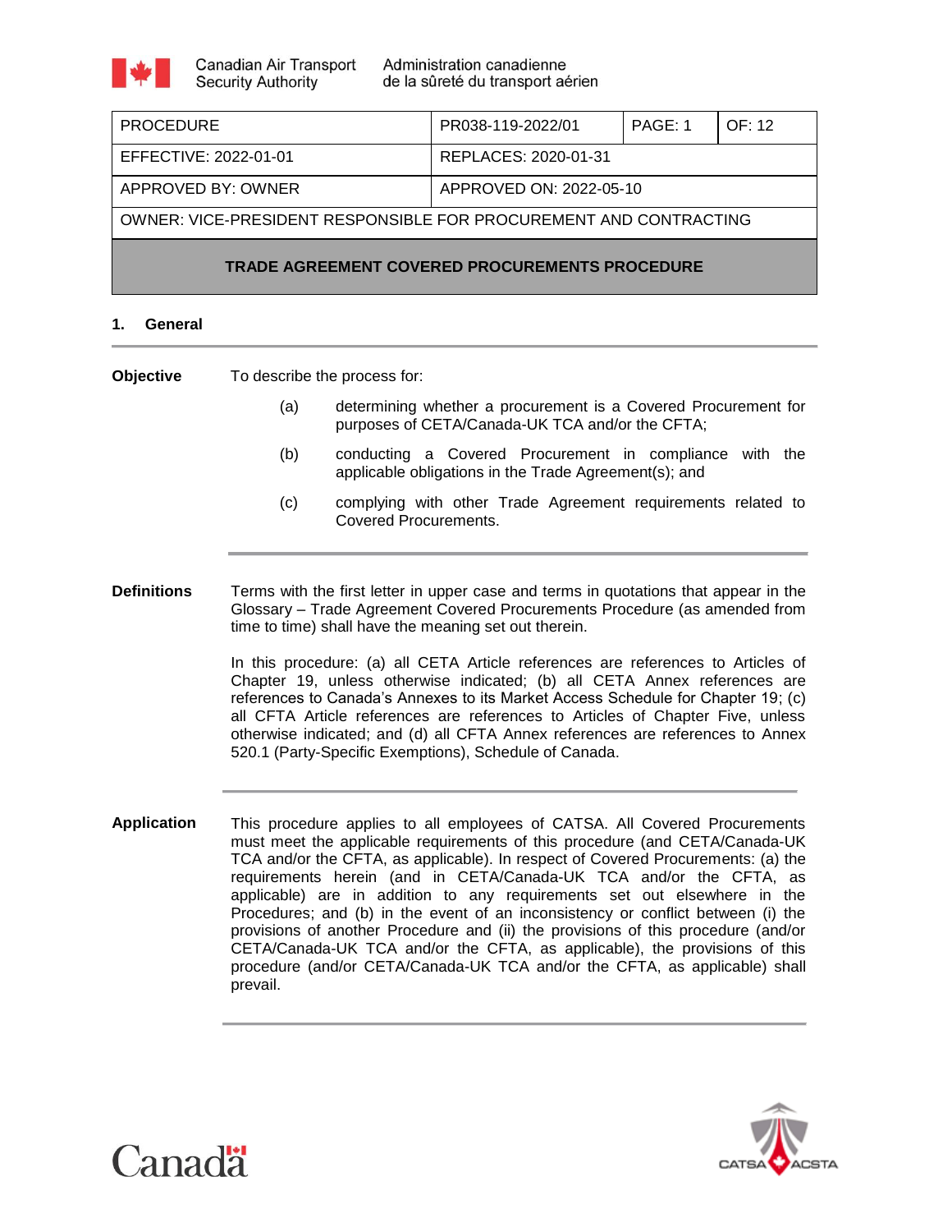Canadian Air Transport Security Authority | Administration canadienne de la sûreté du transport aérien

| PROCEDURE | PR038-119-2022/01 | PAGE: 1 | OF: 12 |
|---|---|---|---|
| EFFECTIVE: 2022-01-01 | REPLACES: 2020-01-31 | | |
| APPROVED BY: OWNER | APPROVED ON: 2022-05-10 | | |
| OWNER: VICE-PRESIDENT RESPONSIBLE FOR PROCUREMENT AND CONTRACTING | | | |

# TRADE AGREEMENT COVERED PROCUREMENTS PROCEDURE

## 1. General

**Objective**

To describe the process for:

(a) determining whether a procurement is a Covered Procurement for purposes of CETA/Canada-UK TCA and/or the CFTA;

(b) conducting a Covered Procurement in compliance with the applicable obligations in the Trade Agreement(s); and

(c) complying with other Trade Agreement requirements related to Covered Procurements.

**Definitions**

Terms with the first letter in upper case and terms in quotations that appear in the Glossary – Trade Agreement Covered Procurements Procedure (as amended from time to time) shall have the meaning set out therein.

In this procedure: (a) all CETA Article references are references to Articles of Chapter 19, unless otherwise indicated; (b) all CETA Annex references are references to Canada's Annexes to its Market Access Schedule for Chapter 19; (c) all CFTA Article references are references to Articles of Chapter Five, unless otherwise indicated; and (d) all CFTA Annex references are references to Annex 520.1 (Party-Specific Exemptions), Schedule of Canada.

**Application**

This procedure applies to all employees of CATSA. All Covered Procurements must meet the applicable requirements of this procedure (and CETA/Canada-UK TCA and/or the CFTA, as applicable). In respect of Covered Procurements: (a) the requirements herein (and in CETA/Canada-UK TCA and/or the CFTA, as applicable) are in addition to any requirements set out elsewhere in the Procedures; and (b) in the event of an inconsistency or conflict between (i) the provisions of another Procedure and (ii) the provisions of this procedure (and/or CETA/Canada-UK TCA and/or the CFTA, as applicable), the provisions of this procedure (and/or CETA/Canada-UK TCA and/or the CFTA, as applicable) shall prevail.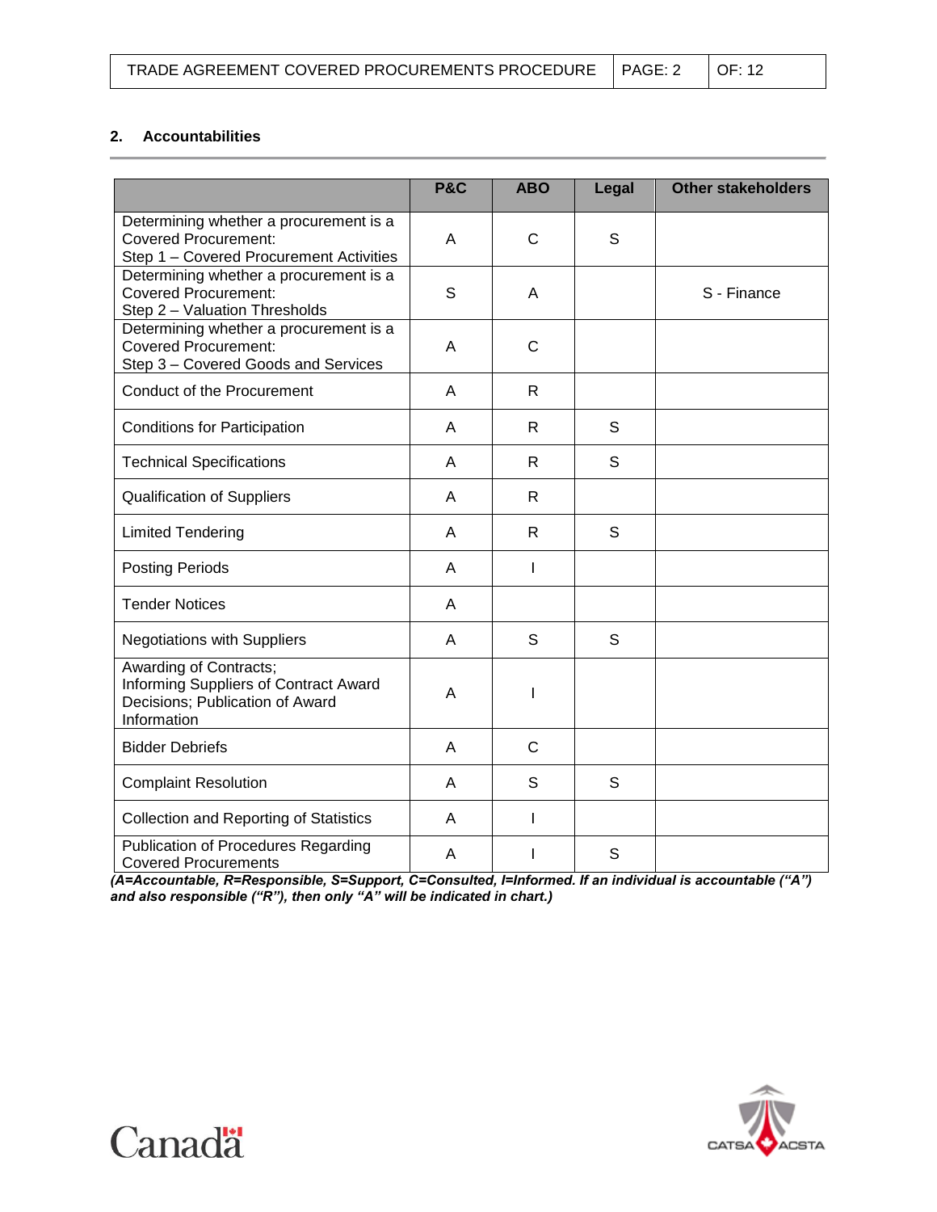## 2. Accountabilities

| | P&C | ABO | Legal | Other stakeholders |
|---|---|---|---|---|
| Determining whether a procurement is a Covered Procurement: Step 1 – Covered Procurement Activities | A | C | S | |
| Determining whether a procurement is a Covered Procurement: Step 2 – Valuation Thresholds | S | A | | S - Finance |
| Determining whether a procurement is a Covered Procurement: Step 3 – Covered Goods and Services | A | C | | |
| Conduct of the Procurement | A | R | | |
| Conditions for Participation | A | R | S | |
| Technical Specifications | A | R | S | |
| Qualification of Suppliers | A | R | | |
| Limited Tendering | A | R | S | |
| Posting Periods | A | I | | |
| Tender Notices | A | | | |
| Negotiations with Suppliers | A | S | S | |
| Awarding of Contracts; Informing Suppliers of Contract Award Decisions; Publication of Award Information | A | I | | |
| Bidder Debriefs | A | C | | |
| Complaint Resolution | A | S | S | |
| Collection and Reporting of Statistics | A | I | | |
| Publication of Procedures Regarding Covered Procurements | A | I | S | |

***(A=Accountable, R=Responsible, S=Support, C=Consulted, I=Informed. If an individual is accountable ("A") and also responsible ("R"), then only "A" will be indicated in chart.)***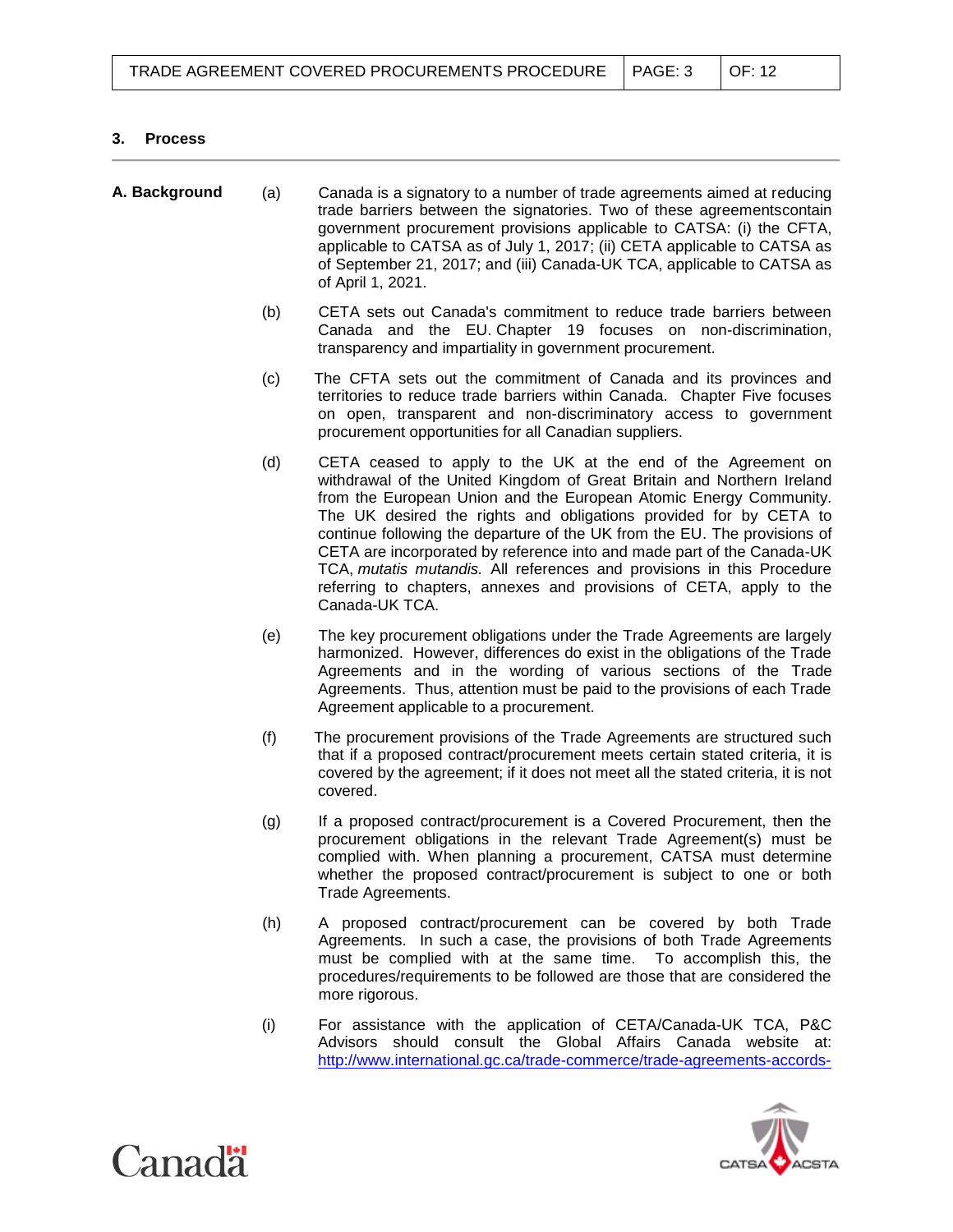## 3. Process

**A. Background**

(a) Canada is a signatory to a number of trade agreements aimed at reducing trade barriers between the signatories. Two of these agreementscontain government procurement provisions applicable to CATSA: (i) the CFTA, applicable to CATSA as of July 1, 2017; (ii) CETA applicable to CATSA as of September 21, 2017; and (iii) Canada-UK TCA, applicable to CATSA as of April 1, 2021.

(b) CETA sets out Canada's commitment to reduce trade barriers between Canada and the EU. Chapter 19 focuses on non-discrimination, transparency and impartiality in government procurement.

(c) The CFTA sets out the commitment of Canada and its provinces and territories to reduce trade barriers within Canada. Chapter Five focuses on open, transparent and non-discriminatory access to government procurement opportunities for all Canadian suppliers.

(d) CETA ceased to apply to the UK at the end of the Agreement on withdrawal of the United Kingdom of Great Britain and Northern Ireland from the European Union and the European Atomic Energy Community. The UK desired the rights and obligations provided for by CETA to continue following the departure of the UK from the EU. The provisions of CETA are incorporated by reference into and made part of the Canada-UK TCA, *mutatis mutandis.* All references and provisions in this Procedure referring to chapters, annexes and provisions of CETA, apply to the Canada-UK TCA.

(e) The key procurement obligations under the Trade Agreements are largely harmonized. However, differences do exist in the obligations of the Trade Agreements and in the wording of various sections of the Trade Agreements. Thus, attention must be paid to the provisions of each Trade Agreement applicable to a procurement.

(f) The procurement provisions of the Trade Agreements are structured such that if a proposed contract/procurement meets certain stated criteria, it is covered by the agreement; if it does not meet all the stated criteria, it is not covered.

(g) If a proposed contract/procurement is a Covered Procurement, then the procurement obligations in the relevant Trade Agreement(s) must be complied with. When planning a procurement, CATSA must determine whether the proposed contract/procurement is subject to one or both Trade Agreements.

(h) A proposed contract/procurement can be covered by both Trade Agreements. In such a case, the provisions of both Trade Agreements must be complied with at the same time. To accomplish this, the procedures/requirements to be followed are those that are considered the more rigorous.

(i) For assistance with the application of CETA/Canada-UK TCA, P&C Advisors should consult the Global Affairs Canada website at: http://www.international.gc.ca/trade-commerce/trade-agreements-accords-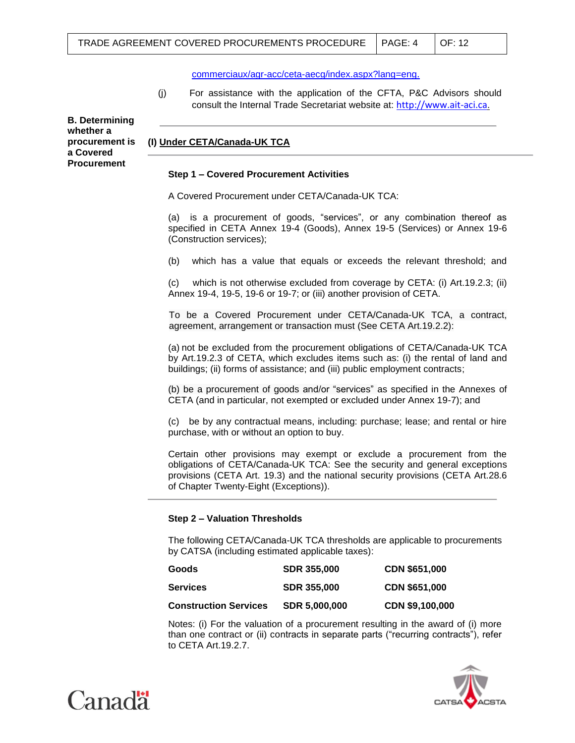commerciaux/agr-acc/ceta-aecg/index.aspx?lang=eng.

(j) For assistance with the application of the CFTA, P&C Advisors should consult the Internal Trade Secretariat website at: http://www.ait-aci.ca.

## B. Determining whether a procurement is a Covered Procurement

### (I) Under CETA/Canada-UK TCA

**Step 1 – Covered Procurement Activities**

A Covered Procurement under CETA/Canada-UK TCA:

(a) is a procurement of goods, "services", or any combination thereof as specified in CETA Annex 19-4 (Goods), Annex 19-5 (Services) or Annex 19-6 (Construction services);

(b) which has a value that equals or exceeds the relevant threshold; and

(c) which is not otherwise excluded from coverage by CETA: (i) Art.19.2.3; (ii) Annex 19-4, 19-5, 19-6 or 19-7; or (iii) another provision of CETA.

To be a Covered Procurement under CETA/Canada-UK TCA, a contract, agreement, arrangement or transaction must (See CETA Art.19.2.2):

(a) not be excluded from the procurement obligations of CETA/Canada-UK TCA by Art.19.2.3 of CETA, which excludes items such as: (i) the rental of land and buildings; (ii) forms of assistance; and (iii) public employment contracts;

(b) be a procurement of goods and/or "services" as specified in the Annexes of CETA (and in particular, not exempted or excluded under Annex 19-7); and

(c) be by any contractual means, including: purchase; lease; and rental or hire purchase, with or without an option to buy.

Certain other provisions may exempt or exclude a procurement from the obligations of CETA/Canada-UK TCA: See the security and general exceptions provisions (CETA Art. 19.3) and the national security provisions (CETA Art.28.6 of Chapter Twenty-Eight (Exceptions)).

**Step 2 – Valuation Thresholds**

The following CETA/Canada-UK TCA thresholds are applicable to procurements by CATSA (including estimated applicable taxes):

| | | |
|---|---|---|
| **Goods** | **SDR 355,000** | **CDN $651,000** |
| **Services** | **SDR 355,000** | **CDN $651,000** |
| **Construction Services** | **SDR 5,000,000** | **CDN $9,100,000** |

Notes: (i) For the valuation of a procurement resulting in the award of (i) more than one contract or (ii) contracts in separate parts ("recurring contracts"), refer to CETA Art.19.2.7.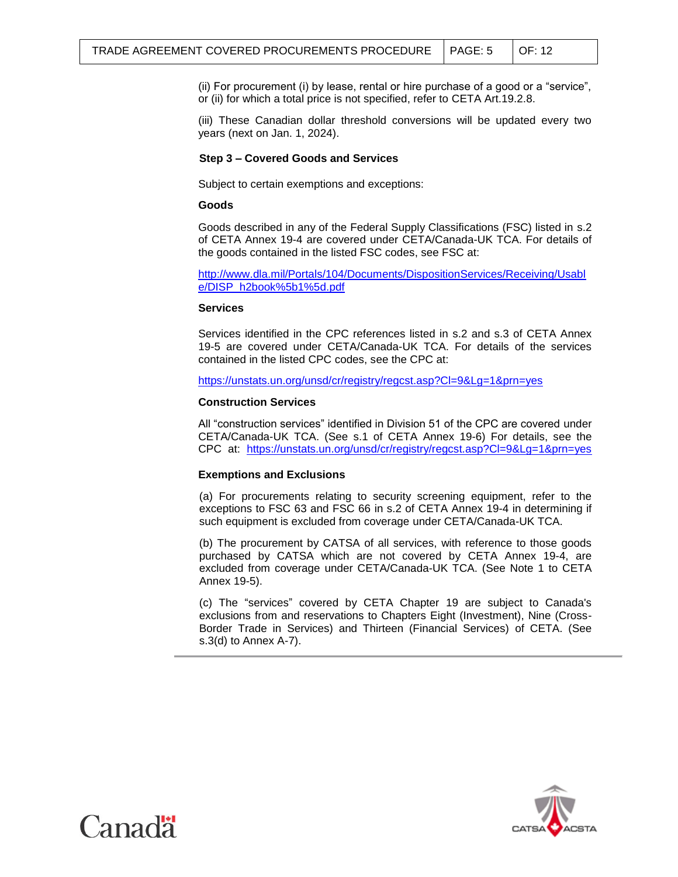(ii) For procurement (i) by lease, rental or hire purchase of a good or a "service", or (ii) for which a total price is not specified, refer to CETA Art.19.2.8.

(iii) These Canadian dollar threshold conversions will be updated every two years (next on Jan. 1, 2024).

### Step 3 – Covered Goods and Services

Subject to certain exemptions and exceptions:

**Goods**

Goods described in any of the Federal Supply Classifications (FSC) listed in s.2 of CETA Annex 19-4 are covered under CETA/Canada-UK TCA. For details of the goods contained in the listed FSC codes, see FSC at:

http://www.dla.mil/Portals/104/Documents/DispositionServices/Receiving/Usable/DISP_h2book%5b1%5d.pdf

**Services**

Services identified in the CPC references listed in s.2 and s.3 of CETA Annex 19-5 are covered under CETA/Canada-UK TCA. For details of the services contained in the listed CPC codes, see the CPC at:

https://unstats.un.org/unsd/cr/registry/regcst.asp?Cl=9&Lg=1&prn=yes

**Construction Services**

All "construction services" identified in Division 51 of the CPC are covered under CETA/Canada-UK TCA. (See s.1 of CETA Annex 19-6) For details, see the CPC at: https://unstats.un.org/unsd/cr/registry/regcst.asp?Cl=9&Lg=1&prn=yes

**Exemptions and Exclusions**

(a) For procurements relating to security screening equipment, refer to the exceptions to FSC 63 and FSC 66 in s.2 of CETA Annex 19-4 in determining if such equipment is excluded from coverage under CETA/Canada-UK TCA.

(b) The procurement by CATSA of all services, with reference to those goods purchased by CATSA which are not covered by CETA Annex 19-4, are excluded from coverage under CETA/Canada-UK TCA. (See Note 1 to CETA Annex 19-5).

(c) The "services" covered by CETA Chapter 19 are subject to Canada's exclusions from and reservations to Chapters Eight (Investment), Nine (Cross-Border Trade in Services) and Thirteen (Financial Services) of CETA. (See s.3(d) to Annex A-7).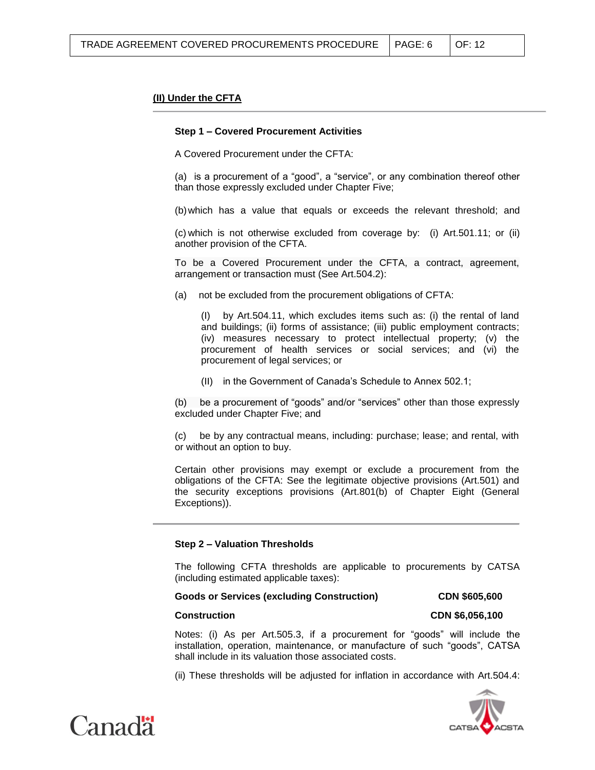## (II) Under the CFTA

### Step 1 – Covered Procurement Activities

A Covered Procurement under the CFTA:

(a) is a procurement of a "good", a "service", or any combination thereof other than those expressly excluded under Chapter Five;

(b) which has a value that equals or exceeds the relevant threshold; and

(c) which is not otherwise excluded from coverage by: (i) Art.501.11; or (ii) another provision of the CFTA.

To be a Covered Procurement under the CFTA, a contract, agreement, arrangement or transaction must (See Art.504.2):

(a) not be excluded from the procurement obligations of CFTA:

> (I) by Art.504.11, which excludes items such as: (i) the rental of land and buildings; (ii) forms of assistance; (iii) public employment contracts; (iv) measures necessary to protect intellectual property; (v) the procurement of health services or social services; and (vi) the procurement of legal services; or
>
> (II) in the Government of Canada's Schedule to Annex 502.1;

(b) be a procurement of "goods" and/or "services" other than those expressly excluded under Chapter Five; and

(c) be by any contractual means, including: purchase; lease; and rental, with or without an option to buy.

Certain other provisions may exempt or exclude a procurement from the obligations of the CFTA: See the legitimate objective provisions (Art.501) and the security exceptions provisions (Art.801(b) of Chapter Eight (General Exceptions)).

### Step 2 – Valuation Thresholds

The following CFTA thresholds are applicable to procurements by CATSA (including estimated applicable taxes):

| | |
|---|---|
| **Goods or Services (excluding Construction)** | **CDN $605,600** |
| **Construction** | **CDN $6,056,100** |

Notes: (i) As per Art.505.3, if a procurement for "goods" will include the installation, operation, maintenance, or manufacture of such "goods", CATSA shall include in its valuation those associated costs.

(ii) These thresholds will be adjusted for inflation in accordance with Art.504.4: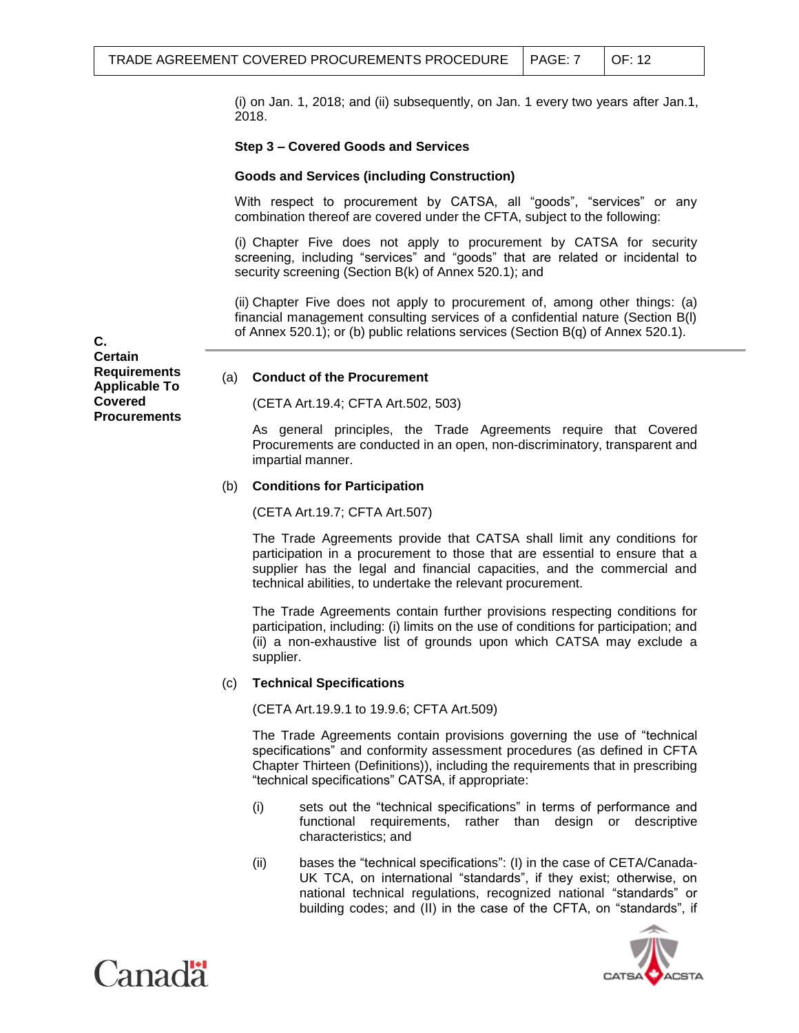(i) on Jan. 1, 2018; and (ii) subsequently, on Jan. 1 every two years after Jan.1, 2018.

**Step 3 – Covered Goods and Services**

**Goods and Services (including Construction)**

With respect to procurement by CATSA, all "goods", "services" or any combination thereof are covered under the CFTA, subject to the following:

(i) Chapter Five does not apply to procurement by CATSA for security screening, including "services" and "goods" that are related or incidental to security screening (Section B(k) of Annex 520.1); and

(ii) Chapter Five does not apply to procurement of, among other things: (a) financial management consulting services of a confidential nature (Section B(l) of Annex 520.1); or (b) public relations services (Section B(q) of Annex 520.1).

## C. Certain Requirements Applicable To Covered Procurements

(a) **Conduct of the Procurement**

(CETA Art.19.4; CFTA Art.502, 503)

As general principles, the Trade Agreements require that Covered Procurements are conducted in an open, non-discriminatory, transparent and impartial manner.

(b) **Conditions for Participation**

(CETA Art.19.7; CFTA Art.507)

The Trade Agreements provide that CATSA shall limit any conditions for participation in a procurement to those that are essential to ensure that a supplier has the legal and financial capacities, and the commercial and technical abilities, to undertake the relevant procurement.

The Trade Agreements contain further provisions respecting conditions for participation, including: (i) limits on the use of conditions for participation; and (ii) a non-exhaustive list of grounds upon which CATSA may exclude a supplier.

(c) **Technical Specifications**

(CETA Art.19.9.1 to 19.9.6; CFTA Art.509)

The Trade Agreements contain provisions governing the use of "technical specifications" and conformity assessment procedures (as defined in CFTA Chapter Thirteen (Definitions)), including the requirements that in prescribing "technical specifications" CATSA, if appropriate:

(i) sets out the "technical specifications" in terms of performance and functional requirements, rather than design or descriptive characteristics; and

(ii) bases the "technical specifications": (I) in the case of CETA/Canada-UK TCA, on international "standards", if they exist; otherwise, on national technical regulations, recognized national "standards" or building codes; and (II) in the case of the CFTA, on "standards", if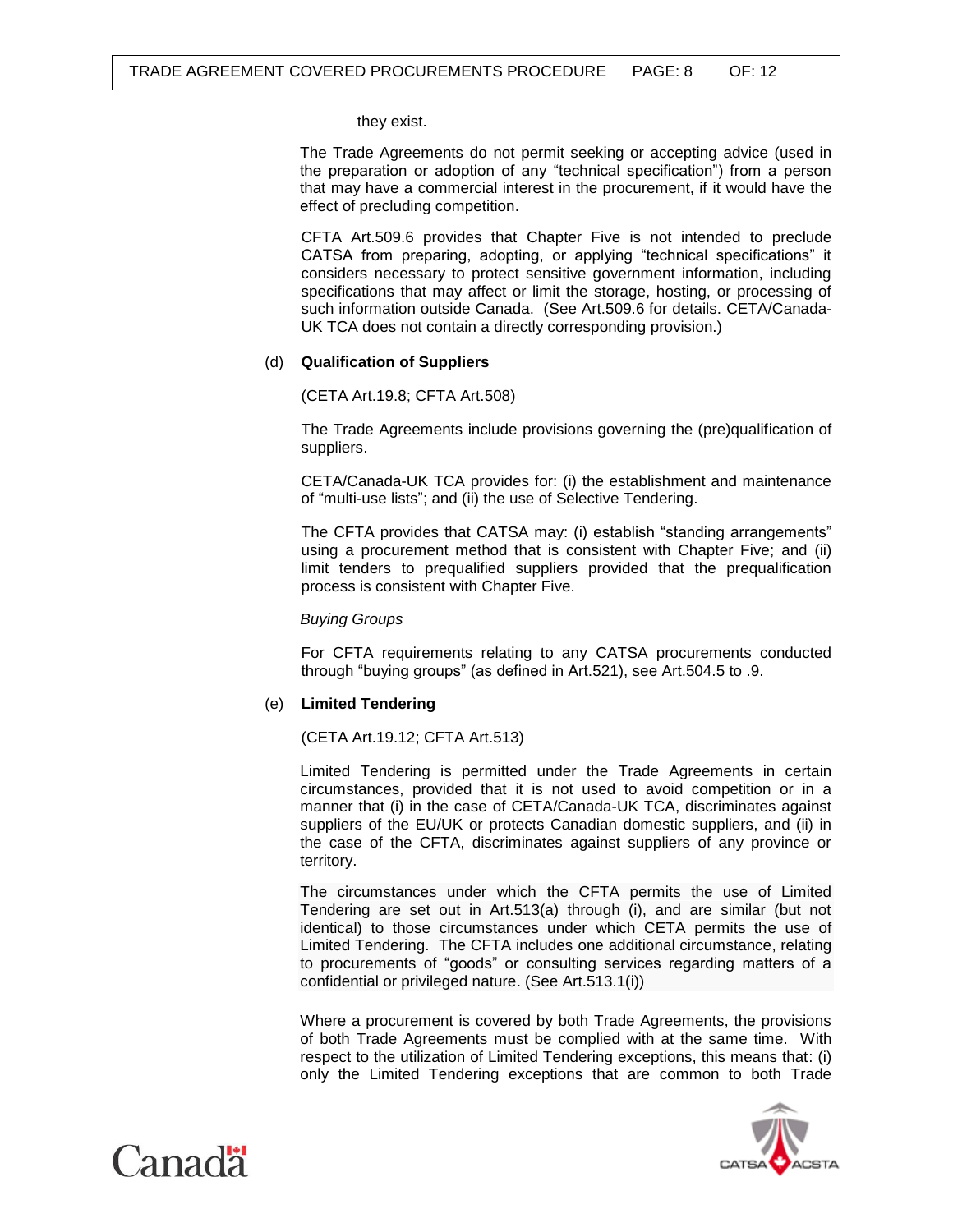they exist.

The Trade Agreements do not permit seeking or accepting advice (used in the preparation or adoption of any "technical specification") from a person that may have a commercial interest in the procurement, if it would have the effect of precluding competition.

CFTA Art.509.6 provides that Chapter Five is not intended to preclude CATSA from preparing, adopting, or applying "technical specifications" it considers necessary to protect sensitive government information, including specifications that may affect or limit the storage, hosting, or processing of such information outside Canada. (See Art.509.6 for details. CETA/Canada-UK TCA does not contain a directly corresponding provision.)

(d) **Qualification of Suppliers**

(CETA Art.19.8; CFTA Art.508)

The Trade Agreements include provisions governing the (pre)qualification of suppliers.

CETA/Canada-UK TCA provides for: (i) the establishment and maintenance of "multi-use lists"; and (ii) the use of Selective Tendering.

The CFTA provides that CATSA may: (i) establish "standing arrangements" using a procurement method that is consistent with Chapter Five; and (ii) limit tenders to prequalified suppliers provided that the prequalification process is consistent with Chapter Five.

*Buying Groups*

For CFTA requirements relating to any CATSA procurements conducted through "buying groups" (as defined in Art.521), see Art.504.5 to .9.

(e) **Limited Tendering**

(CETA Art.19.12; CFTA Art.513)

Limited Tendering is permitted under the Trade Agreements in certain circumstances, provided that it is not used to avoid competition or in a manner that (i) in the case of CETA/Canada-UK TCA, discriminates against suppliers of the EU/UK or protects Canadian domestic suppliers, and (ii) in the case of the CFTA, discriminates against suppliers of any province or territory.

The circumstances under which the CFTA permits the use of Limited Tendering are set out in Art.513(a) through (i), and are similar (but not identical) to those circumstances under which CETA permits the use of Limited Tendering. The CFTA includes one additional circumstance, relating to procurements of "goods" or consulting services regarding matters of a confidential or privileged nature. (See Art.513.1(i))

Where a procurement is covered by both Trade Agreements, the provisions of both Trade Agreements must be complied with at the same time. With respect to the utilization of Limited Tendering exceptions, this means that: (i) only the Limited Tendering exceptions that are common to both Trade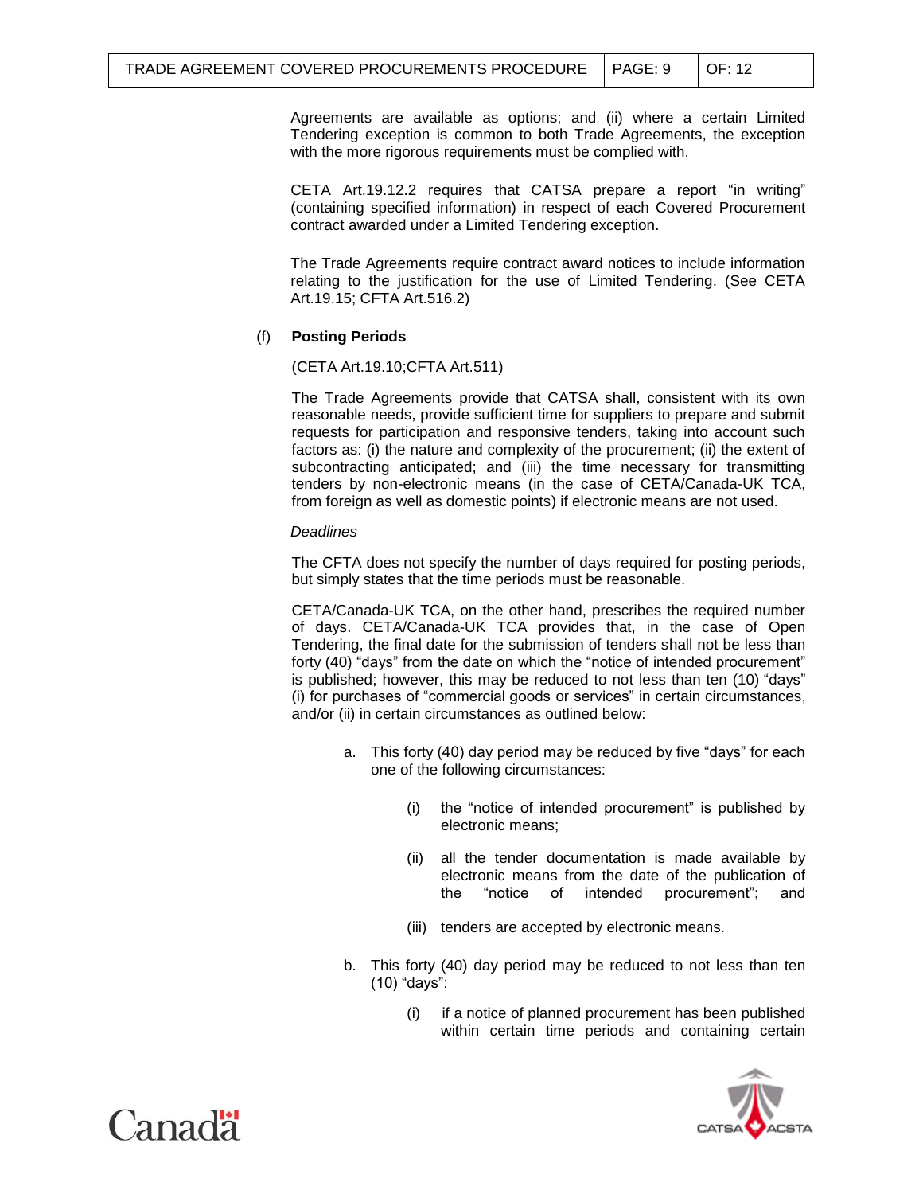Agreements are available as options; and (ii) where a certain Limited Tendering exception is common to both Trade Agreements, the exception with the more rigorous requirements must be complied with.

CETA Art.19.12.2 requires that CATSA prepare a report "in writing" (containing specified information) in respect of each Covered Procurement contract awarded under a Limited Tendering exception.

The Trade Agreements require contract award notices to include information relating to the justification for the use of Limited Tendering. (See CETA Art.19.15; CFTA Art.516.2)

(f) **Posting Periods**

(CETA Art.19.10;CFTA Art.511)

The Trade Agreements provide that CATSA shall, consistent with its own reasonable needs, provide sufficient time for suppliers to prepare and submit requests for participation and responsive tenders, taking into account such factors as: (i) the nature and complexity of the procurement; (ii) the extent of subcontracting anticipated; and (iii) the time necessary for transmitting tenders by non-electronic means (in the case of CETA/Canada-UK TCA, from foreign as well as domestic points) if electronic means are not used.

*Deadlines*

The CFTA does not specify the number of days required for posting periods, but simply states that the time periods must be reasonable.

CETA/Canada-UK TCA, on the other hand, prescribes the required number of days. CETA/Canada-UK TCA provides that, in the case of Open Tendering, the final date for the submission of tenders shall not be less than forty (40) "days" from the date on which the "notice of intended procurement" is published; however, this may be reduced to not less than ten (10) "days" (i) for purchases of "commercial goods or services" in certain circumstances, and/or (ii) in certain circumstances as outlined below:

a. This forty (40) day period may be reduced by five "days" for each one of the following circumstances:

   (i) the "notice of intended procurement" is published by electronic means;

   (ii) all the tender documentation is made available by electronic means from the date of the publication of the "notice of intended procurement"; and

   (iii) tenders are accepted by electronic means.

b. This forty (40) day period may be reduced to not less than ten (10) "days":

   (i) if a notice of planned procurement has been published within certain time periods and containing certain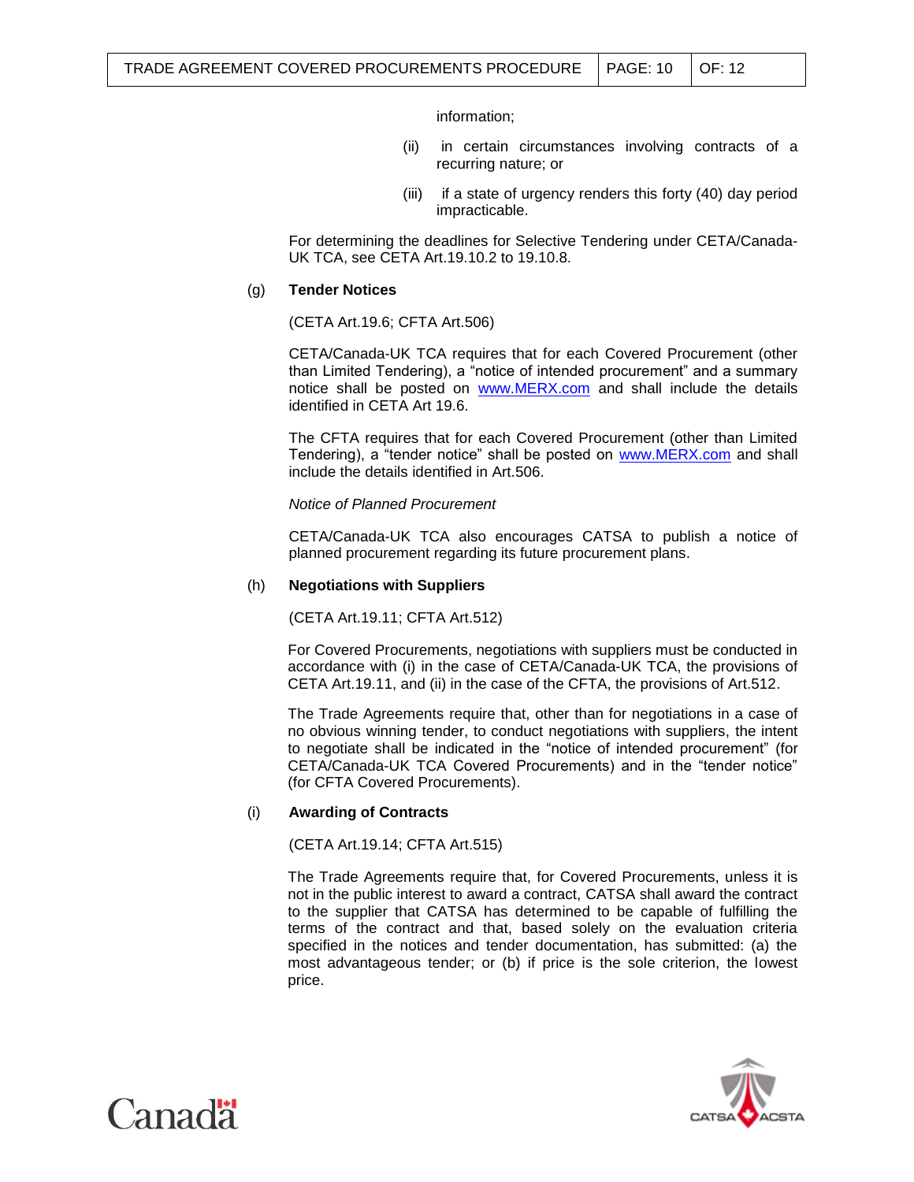information;

(ii) in certain circumstances involving contracts of a recurring nature; or

(iii) if a state of urgency renders this forty (40) day period impracticable.

For determining the deadlines for Selective Tendering under CETA/Canada-UK TCA, see CETA Art.19.10.2 to 19.10.8.

(g) **Tender Notices**

(CETA Art.19.6; CFTA Art.506)

CETA/Canada-UK TCA requires that for each Covered Procurement (other than Limited Tendering), a "notice of intended procurement" and a summary notice shall be posted on www.MERX.com and shall include the details identified in CETA Art 19.6.

The CFTA requires that for each Covered Procurement (other than Limited Tendering), a "tender notice" shall be posted on www.MERX.com and shall include the details identified in Art.506.

*Notice of Planned Procurement*

CETA/Canada-UK TCA also encourages CATSA to publish a notice of planned procurement regarding its future procurement plans.

(h) **Negotiations with Suppliers**

(CETA Art.19.11; CFTA Art.512)

For Covered Procurements, negotiations with suppliers must be conducted in accordance with (i) in the case of CETA/Canada-UK TCA, the provisions of CETA Art.19.11, and (ii) in the case of the CFTA, the provisions of Art.512.

The Trade Agreements require that, other than for negotiations in a case of no obvious winning tender, to conduct negotiations with suppliers, the intent to negotiate shall be indicated in the "notice of intended procurement" (for CETA/Canada-UK TCA Covered Procurements) and in the "tender notice" (for CFTA Covered Procurements).

(i) **Awarding of Contracts**

(CETA Art.19.14; CFTA Art.515)

The Trade Agreements require that, for Covered Procurements, unless it is not in the public interest to award a contract, CATSA shall award the contract to the supplier that CATSA has determined to be capable of fulfilling the terms of the contract and that, based solely on the evaluation criteria specified in the notices and tender documentation, has submitted: (a) the most advantageous tender; or (b) if price is the sole criterion, the lowest price.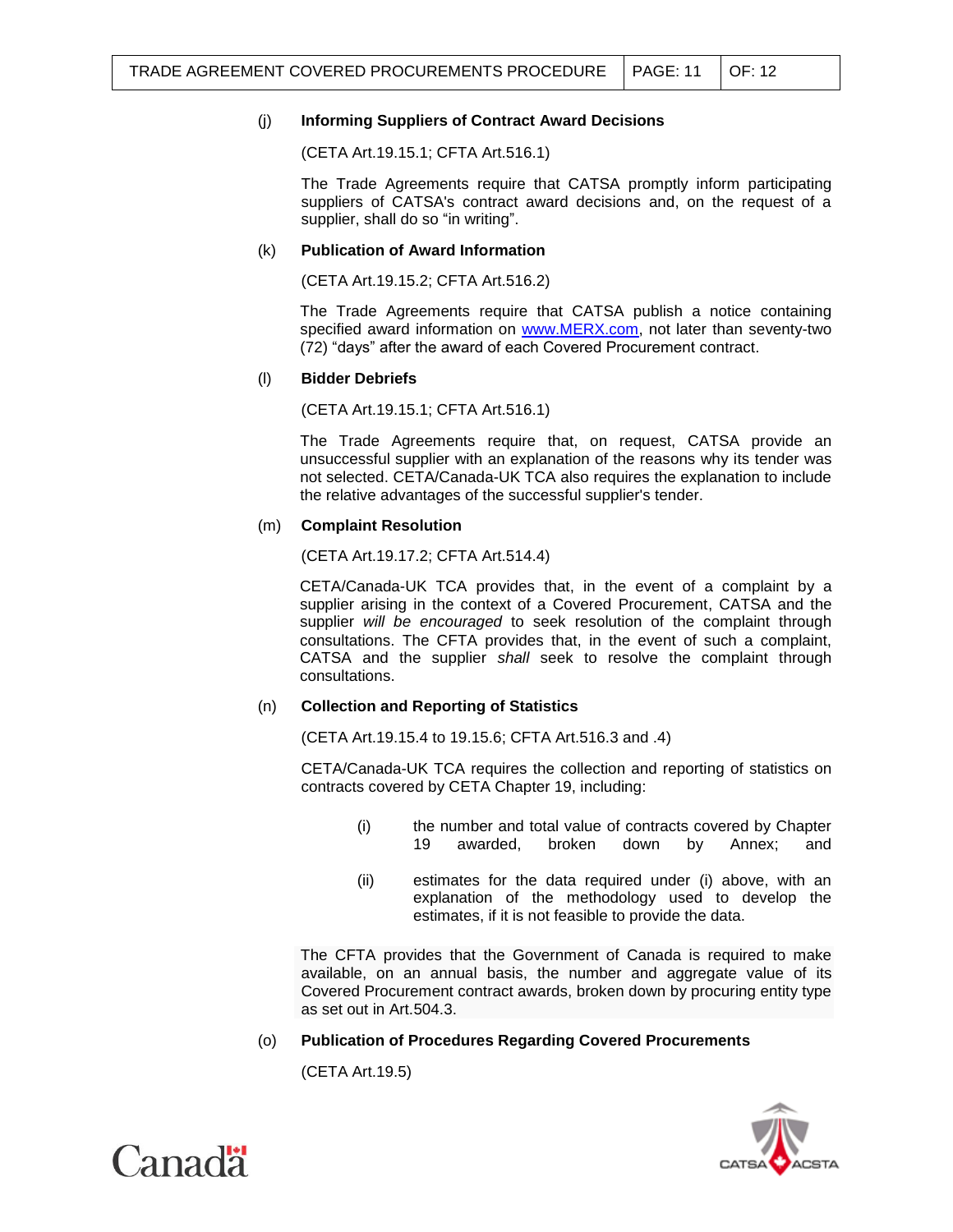(j) **Informing Suppliers of Contract Award Decisions**

(CETA Art.19.15.1; CFTA Art.516.1)

The Trade Agreements require that CATSA promptly inform participating suppliers of CATSA's contract award decisions and, on the request of a supplier, shall do so "in writing".

(k) **Publication of Award Information**

(CETA Art.19.15.2; CFTA Art.516.2)

The Trade Agreements require that CATSA publish a notice containing specified award information on [www.MERX.com](http://www.MERX.com), not later than seventy-two (72) "days" after the award of each Covered Procurement contract.

(l) **Bidder Debriefs**

(CETA Art.19.15.1; CFTA Art.516.1)

The Trade Agreements require that, on request, CATSA provide an unsuccessful supplier with an explanation of the reasons why its tender was not selected. CETA/Canada-UK TCA also requires the explanation to include the relative advantages of the successful supplier's tender.

(m) **Complaint Resolution**

(CETA Art.19.17.2; CFTA Art.514.4)

CETA/Canada-UK TCA provides that, in the event of a complaint by a supplier arising in the context of a Covered Procurement, CATSA and the supplier *will be encouraged* to seek resolution of the complaint through consultations. The CFTA provides that, in the event of such a complaint, CATSA and the supplier *shall* seek to resolve the complaint through consultations.

(n) **Collection and Reporting of Statistics**

(CETA Art.19.15.4 to 19.15.6; CFTA Art.516.3 and .4)

CETA/Canada-UK TCA requires the collection and reporting of statistics on contracts covered by CETA Chapter 19, including:

(i) the number and total value of contracts covered by Chapter 19 awarded, broken down by Annex; and

(ii) estimates for the data required under (i) above, with an explanation of the methodology used to develop the estimates, if it is not feasible to provide the data.

The CFTA provides that the Government of Canada is required to make available, on an annual basis, the number and aggregate value of its Covered Procurement contract awards, broken down by procuring entity type as set out in Art.504.3.

(o) **Publication of Procedures Regarding Covered Procurements**

(CETA Art.19.5)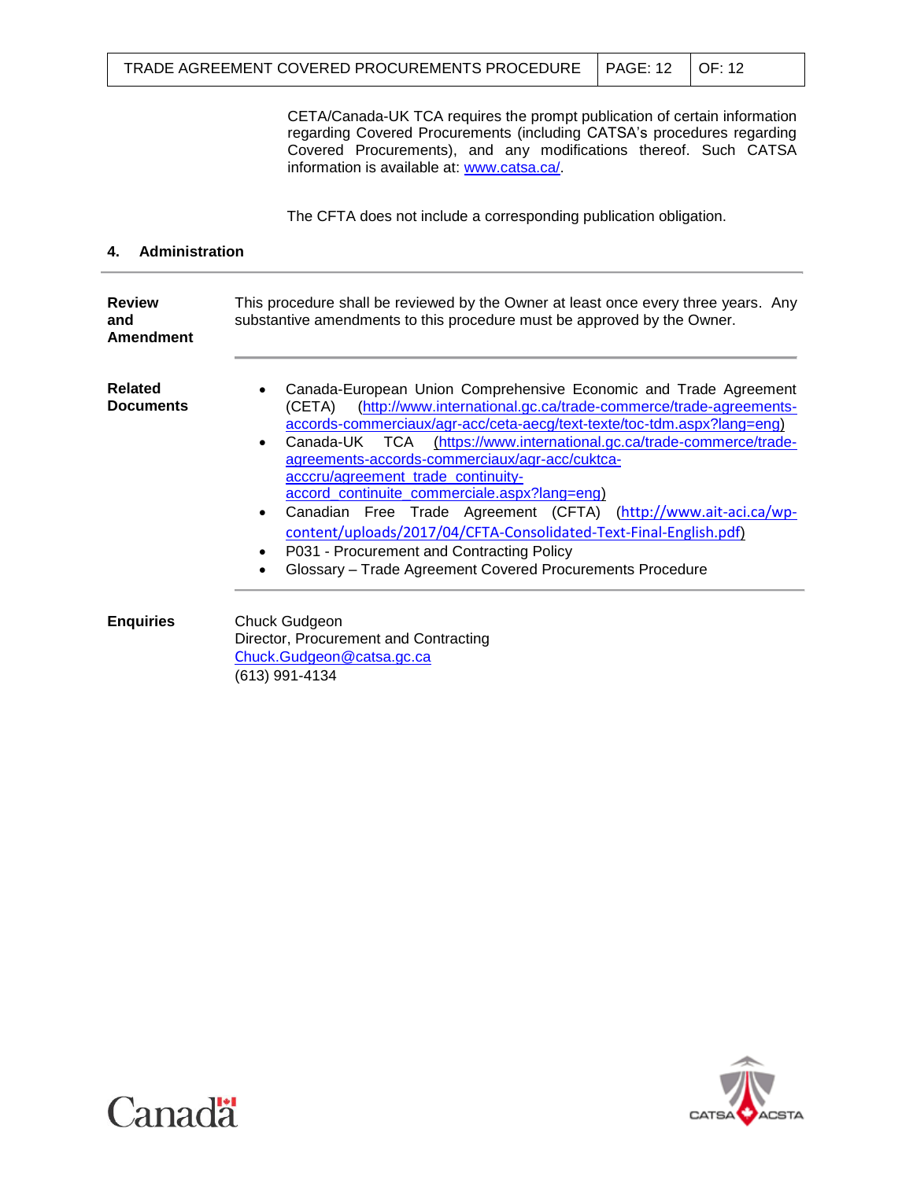CETA/Canada-UK TCA requires the prompt publication of certain information regarding Covered Procurements (including CATSA's procedures regarding Covered Procurements), and any modifications thereof. Such CATSA information is available at: [www.catsa.ca/](www.catsa.ca/).

The CFTA does not include a corresponding publication obligation.

## 4. Administration

**Review and Amendment**

This procedure shall be reviewed by the Owner at least once every three years. Any substantive amendments to this procedure must be approved by the Owner.

**Related Documents**

- Canada-European Union Comprehensive Economic and Trade Agreement (CETA) (http://www.international.gc.ca/trade-commerce/trade-agreements-accords-commerciaux/agr-acc/ceta-aecg/text-texte/toc-tdm.aspx?lang=eng)
- Canada-UK TCA (https://www.international.gc.ca/trade-commerce/trade-agreements-accords-commerciaux/agr-acc/cuktca-acccru/agreement_trade_continuity-accord_continuite_commerciale.aspx?lang=eng)
- Canadian Free Trade Agreement (CFTA) (http://www.ait-aci.ca/wp-content/uploads/2017/04/CFTA-Consolidated-Text-Final-English.pdf)
- P031 - Procurement and Contracting Policy
- Glossary – Trade Agreement Covered Procurements Procedure

**Enquiries**

Chuck Gudgeon
Director, Procurement and Contracting
Chuck.Gudgeon@catsa.gc.ca
(613) 991-4134